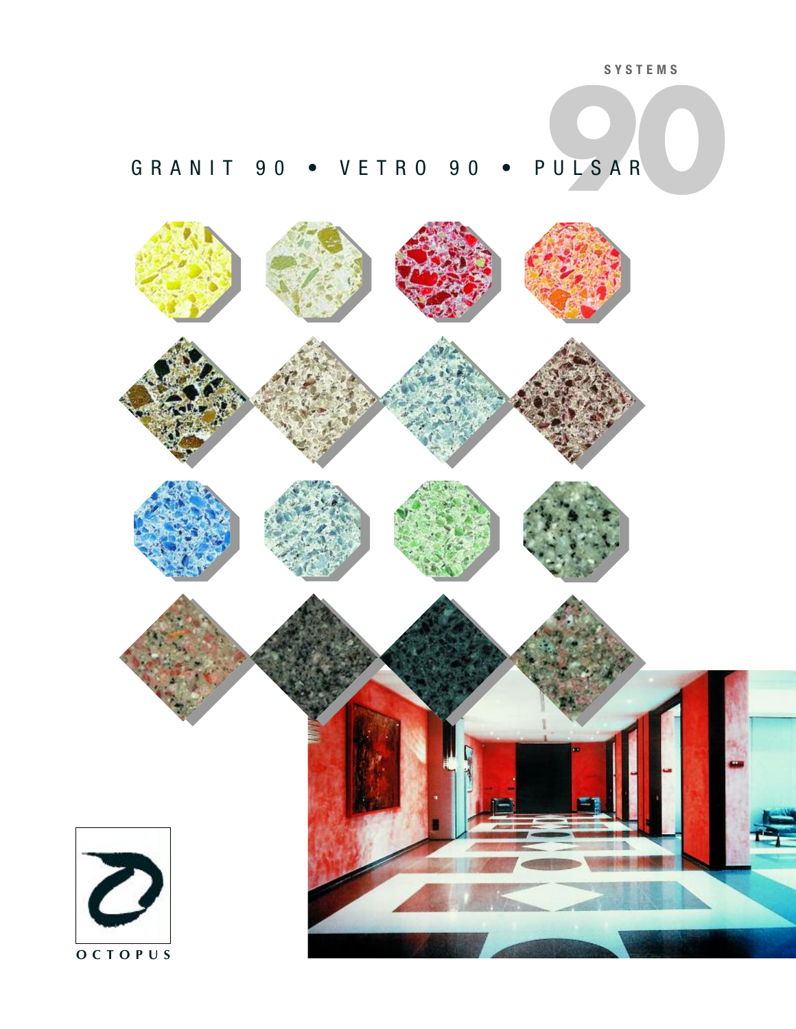SYSTEMS

# 90

## GRANIT 90 • VETRO 90 • PULSAR

OCTOPUS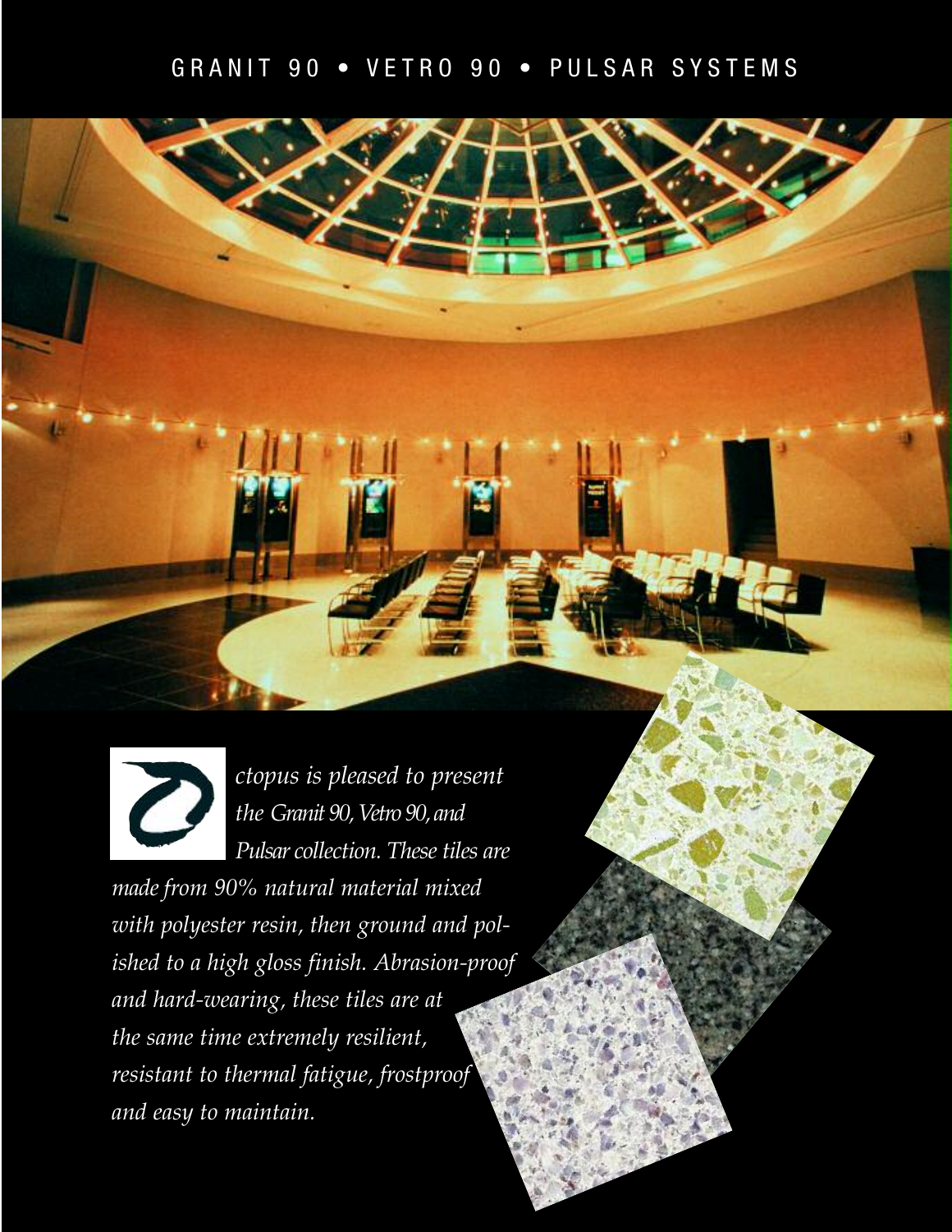# GRANIT 90 • VETRO 90 • PULSAR SYSTEMS

*Octopus is pleased to present the Granit 90, Vetro 90, and Pulsar collection. These tiles are made from 90% natural material mixed with polyester resin, then ground and polished to a high gloss finish. Abrasion-proof and hard-wearing, these tiles are at the same time extremely resilient, resistant to thermal fatigue, frostproof and easy to maintain.*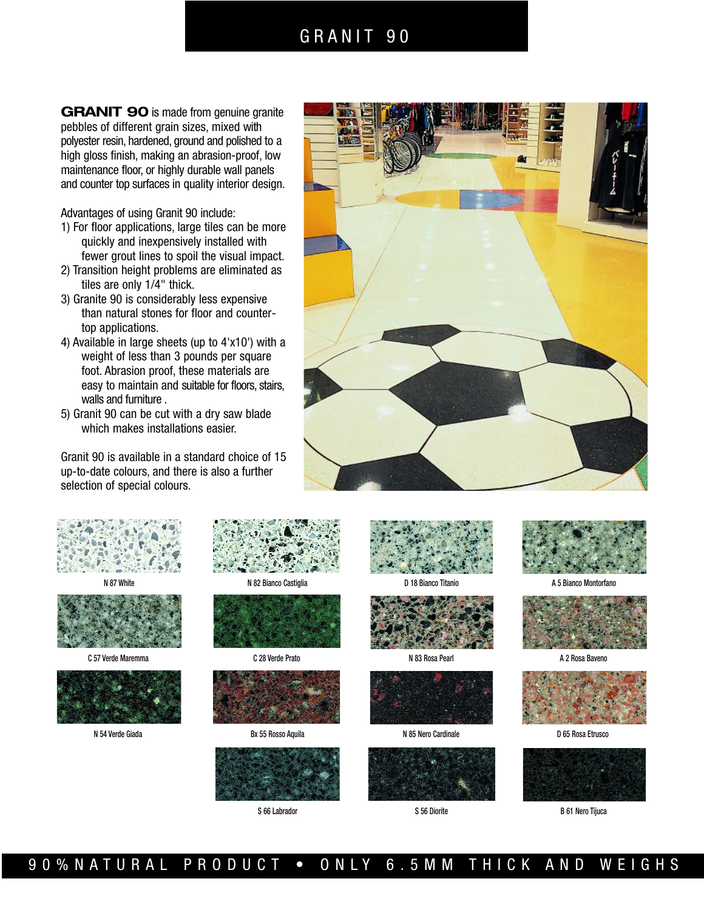# GRANIT 90

**GRANIT 90** is made from genuine granite pebbles of different grain sizes, mixed with polyester resin, hardened, ground and polished to a high gloss finish, making an abrasion-proof, low maintenance floor, or highly durable wall panels and counter top surfaces in quality interior design.

Advantages of using Granit 90 include:

1) For floor applications, large tiles can be more quickly and inexpensively installed with fewer grout lines to spoil the visual impact.
2) Transition height problems are eliminated as tiles are only 1/4" thick.
3) Granite 90 is considerably less expensive than natural stones for floor and counter-top applications.
4) Available in large sheets (up to 4'x10') with a weight of less than 3 pounds per square foot. Abrasion proof, these materials are easy to maintain and suitable for floors, stairs, walls and furniture .
5) Granit 90 can be cut with a dry saw blade which makes installations easier.

Granit 90 is available in a standard choice of 15 up-to-date colours, and there is also a further selection of special colours.

N 87 White

N 82 Bianco Castiglia

D 18 Bianco Titanio

A 5 Bianco Montorfano

C 57 Verde Maremma

C 28 Verde Prato

N 83 Rosa Pearl

A 2 Rosa Baveno

N 54 Verde Giada

Bx 55 Rosso Aquila

N 85 Nero Cardinale

D 65 Rosa Etrusco

S 66 Labrador

S 56 Diorite

B 61 Nero Tijuca

90% NATURAL PRODUCT • ONLY 6.5MM THICK AND WEIGHS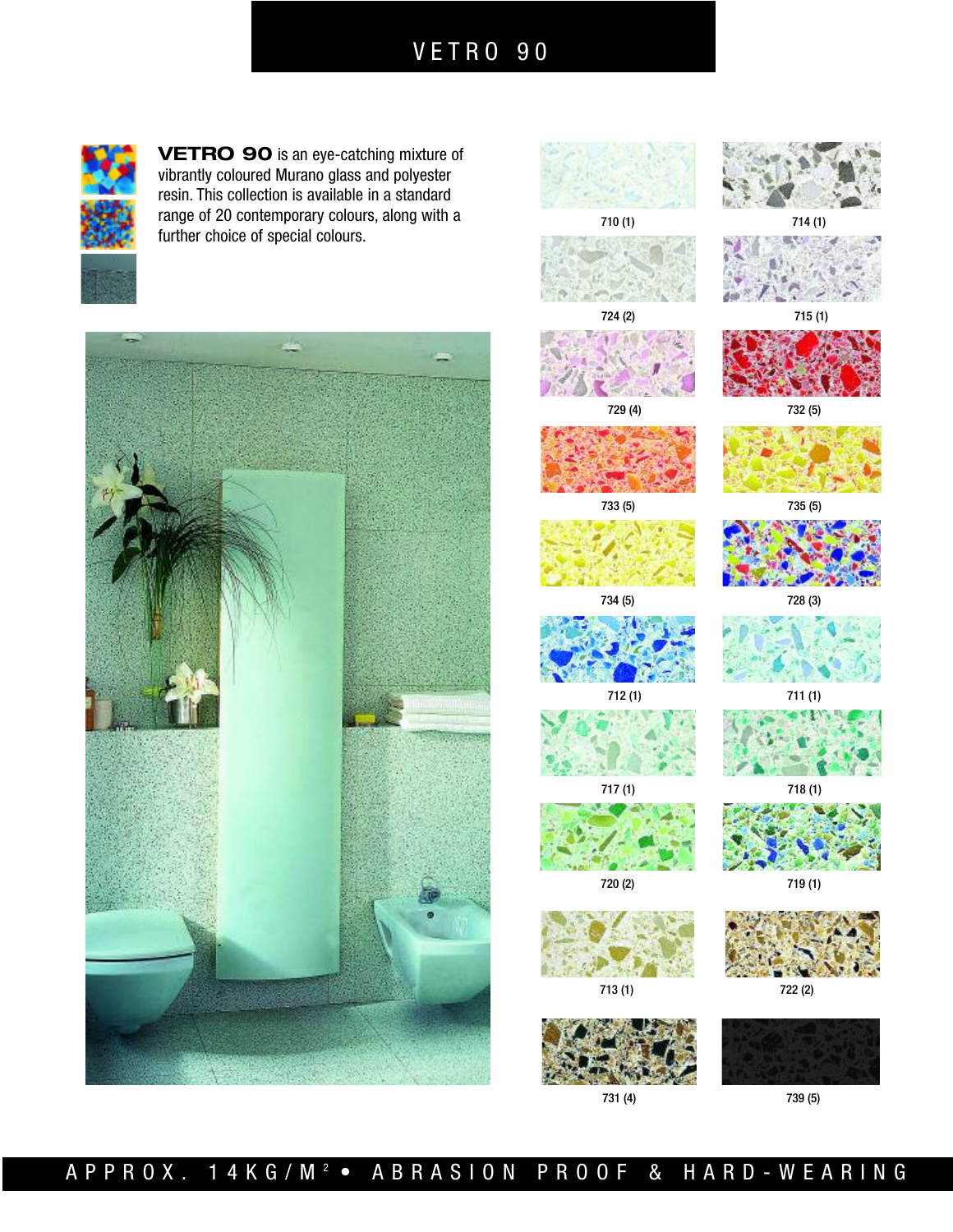# VETRO 90

**VETRO 90** is an eye-catching mixture of vibrantly coloured Murano glass and polyester resin. This collection is available in a standard range of 20 contemporary colours, along with a further choice of special colours.

710 (1)

714 (1)

724 (2)

715 (1)

729 (4)

732 (5)

733 (5)

735 (5)

734 (5)

728 (3)

712 (1)

711 (1)

717 (1)

718 (1)

720 (2)

719 (1)

713 (1)

722 (2)

731 (4)

739 (5)

APPROX. 14KG/M$^2$ • ABRASION PROOF & HARD-WEARING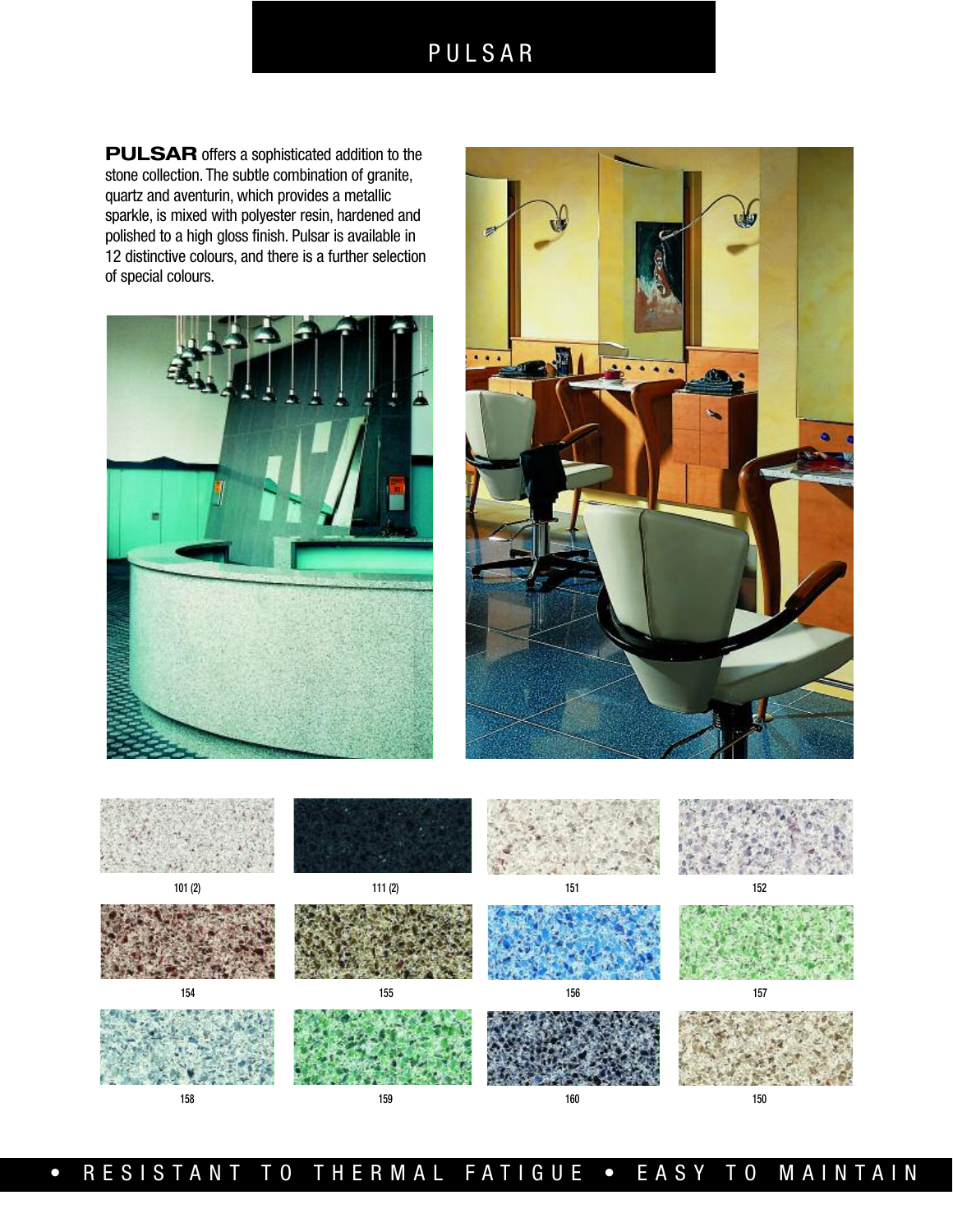# PULSAR

**PULSAR** offers a sophisticated addition to the stone collection. The subtle combination of granite, quartz and aventurin, which provides a metallic sparkle, is mixed with polyester resin, hardened and polished to a high gloss finish. Pulsar is available in 12 distinctive colours, and there is a further selection of special colours.

101 (2)

111 (2)

151

152

154

155

156

157

158

159

160

150

• RESISTANT TO THERMAL FATIGUE • EASY TO MAINTAIN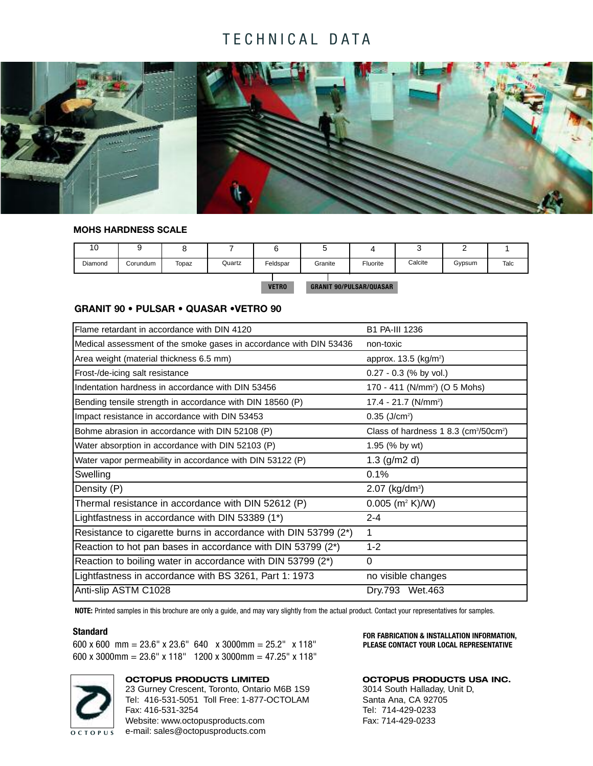# TECHNICAL DATA

**MOHS HARDNESS SCALE**

| 10 | 9 | 8 | 7 | 6 | 5 | 4 | 3 | 2 | 1 |
|---|---|---|---|---|---|---|---|---|---|
| Diamond | Corundum | Topaz | Quartz | Feldspar | Granite | Fluorite | Calcite | Gypsum | Talc |

VETRO    GRANIT 90/PULSAR/QUASAR

**GRANIT 90 • PULSAR • QUASAR •VETRO 90**

| | |
|---|---|
| Flame retardant in accordance with DIN 4120 | B1 PA-III 1236 |
| Medical assessment of the smoke gases in accordance with DIN 53436 | non-toxic |
| Area weight (material thickness 6.5 mm) | approx. 13.5 (kg/m²) |
| Frost-/de-icing salt resistance | 0.27 - 0.3 (% by vol.) |
| Indentation hardness in accordance with DIN 53456 | 170 - 411 (N/mm²) (O 5 Mohs) |
| Bending tensile strength in accordance with DIN 18560 (P) | 17.4 - 21.7 (N/mm²) |
| Impact resistance in accordance with DIN 53453 | 0.35 (J/cm²) |
| Bohme abrasion in accordance with DIN 52108 (P) | Class of hardness 1 8.3 (cm³/50cm²) |
| Water absorption in accordance with DIN 52103 (P) | 1.95 (% by wt) |
| Water vapor permeability in accordance with DIN 53122 (P) | 1.3 (g/m2 d) |
| Swelling | 0.1% |
| Density (P) | 2.07 (kg/dm³) |
| Thermal resistance in accordance with DIN 52612 (P) | 0.005 (m² K)/W) |
| Lightfastness in accordance with DIN 53389 (1*) | 2-4 |
| Resistance to cigarette burns in accordance with DIN 53799 (2*) | 1 |
| Reaction to hot pan bases in accordance with DIN 53799 (2*) | 1-2 |
| Reaction to boiling water in accordance with DIN 53799 (2*) | 0 |
| Lightfastness in accordance with BS 3261, Part 1: 1973 | no visible changes |
| Anti-slip ASTM C1028 | Dry.793 Wet.463 |

**NOTE:** Printed samples in this brochure are only a guide, and may vary slightly from the actual product. Contact your representatives for samples.

**Standard**

600 x 600 mm = 23.6" x 23.6"   640 x 3000mm = 25.2" x 118"
600 x 3000mm = 23.6" x 118"   1200 x 3000mm = 47.25" x 118"

**FOR FABRICATION & INSTALLATION INFORMATION, PLEASE CONTACT YOUR LOCAL REPRESENTATIVE**

OCTOPUS

**OCTOPUS PRODUCTS LIMITED**
23 Gurney Crescent, Toronto, Ontario M6B 1S9
Tel: 416-531-5051 Toll Free: 1-877-OCTOLAM
Fax: 416-531-3254
Website: www.octopusproducts.com
e-mail: sales@octopusproducts.com

**OCTOPUS PRODUCTS USA INC.**
3014 South Halladay, Unit D,
Santa Ana, CA 92705
Tel: 714-429-0233
Fax: 714-429-0233